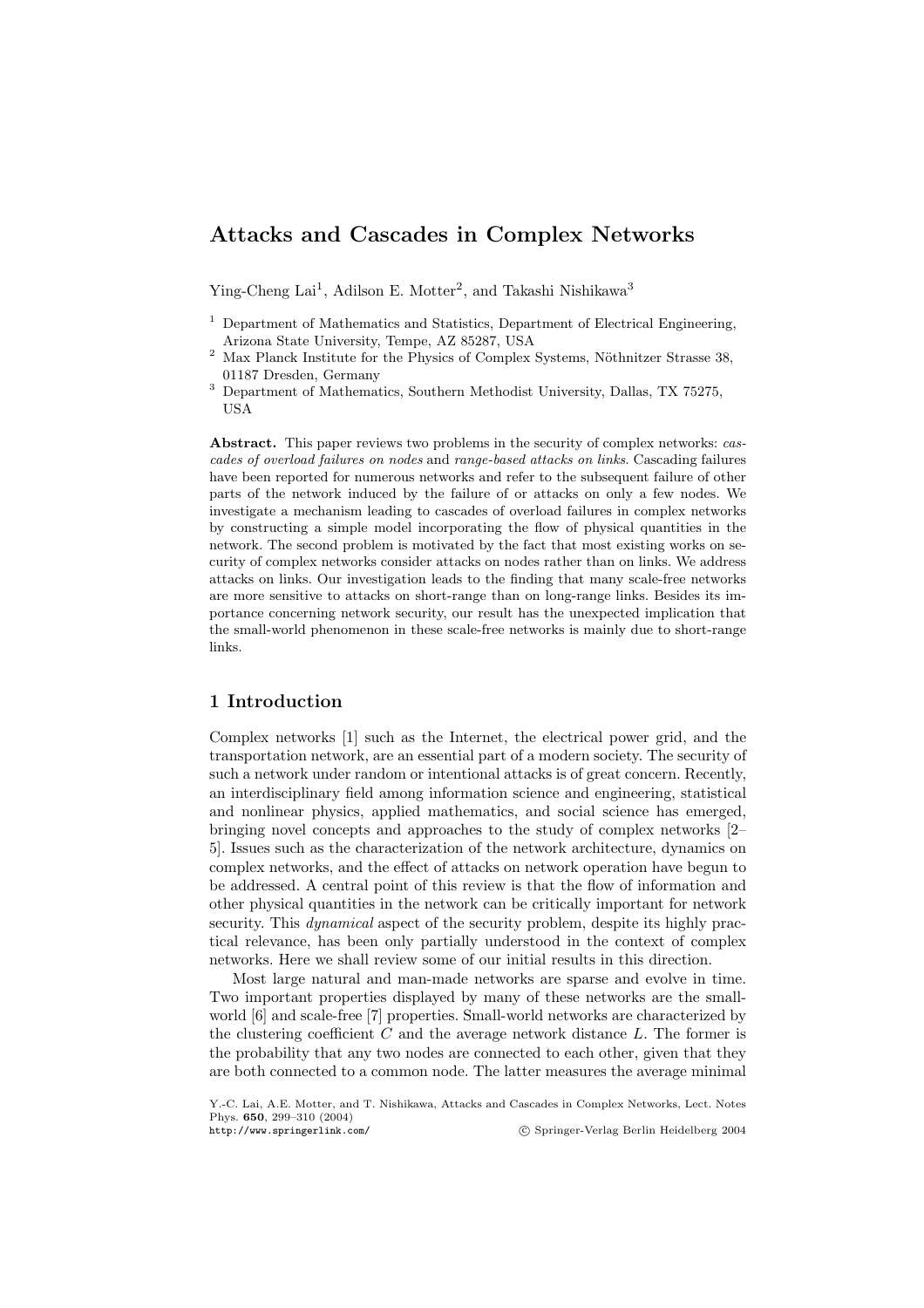# Attacks and Cascades in Complex Networks

Ying-Cheng Lai[1], Adilson E. Motter[2], and Takashi Nishikawa[3]

[1] Department of Mathematics and Statistics, Department of Electrical Engineering, Arizona State University, Tempe, AZ 85287, USA
[2] Max Planck Institute for the Physics of Complex Systems, Nöthnitzer Strasse 38, 01187 Dresden, Germany
[3] Department of Mathematics, Southern Methodist University, Dallas, TX 75275, USA

**Abstract.** This paper reviews two problems in the security of complex networks: *cascades of overload failures on nodes* and *range-based attacks on links*. Cascading failures have been reported for numerous networks and refer to the subsequent failure of other parts of the network induced by the failure of or attacks on only a few nodes. We investigate a mechanism leading to cascades of overload failures in complex networks by constructing a simple model incorporating the flow of physical quantities in the network. The second problem is motivated by the fact that most existing works on security of complex networks consider attacks on nodes rather than on links. We address attacks on links. Our investigation leads to the finding that many scale-free networks are more sensitive to attacks on short-range than on long-range links. Besides its importance concerning network security, our result has the unexpected implication that the small-world phenomenon in these scale-free networks is mainly due to short-range links.

## 1 Introduction

Complex networks [1] such as the Internet, the electrical power grid, and the transportation network, are an essential part of a modern society. The security of such a network under random or intentional attacks is of great concern. Recently, an interdisciplinary field among information science and engineering, statistical and nonlinear physics, applied mathematics, and social science has emerged, bringing novel concepts and approaches to the study of complex networks [2–5]. Issues such as the characterization of the network architecture, dynamics on complex networks, and the effect of attacks on network operation have begun to be addressed. A central point of this review is that the flow of information and other physical quantities in the network can be critically important for network security. This *dynamical* aspect of the security problem, despite its highly practical relevance, has been only partially understood in the context of complex networks. Here we shall review some of our initial results in this direction.

Most large natural and man-made networks are sparse and evolve in time. Two important properties displayed by many of these networks are the small-world [6] and scale-free [7] properties. Small-world networks are characterized by the clustering coefficient $C$ and the average network distance $L$. The former is the probability that any two nodes are connected to each other, given that they are both connected to a common node. The latter measures the average minimal

Y.-C. Lai, A.E. Motter, and T. Nishikawa, Attacks and Cascades in Complex Networks, Lect. Notes Phys. **650**, 299–310 (2004)
http://www.springerlink.com/ © Springer-Verlag Berlin Heidelberg 2004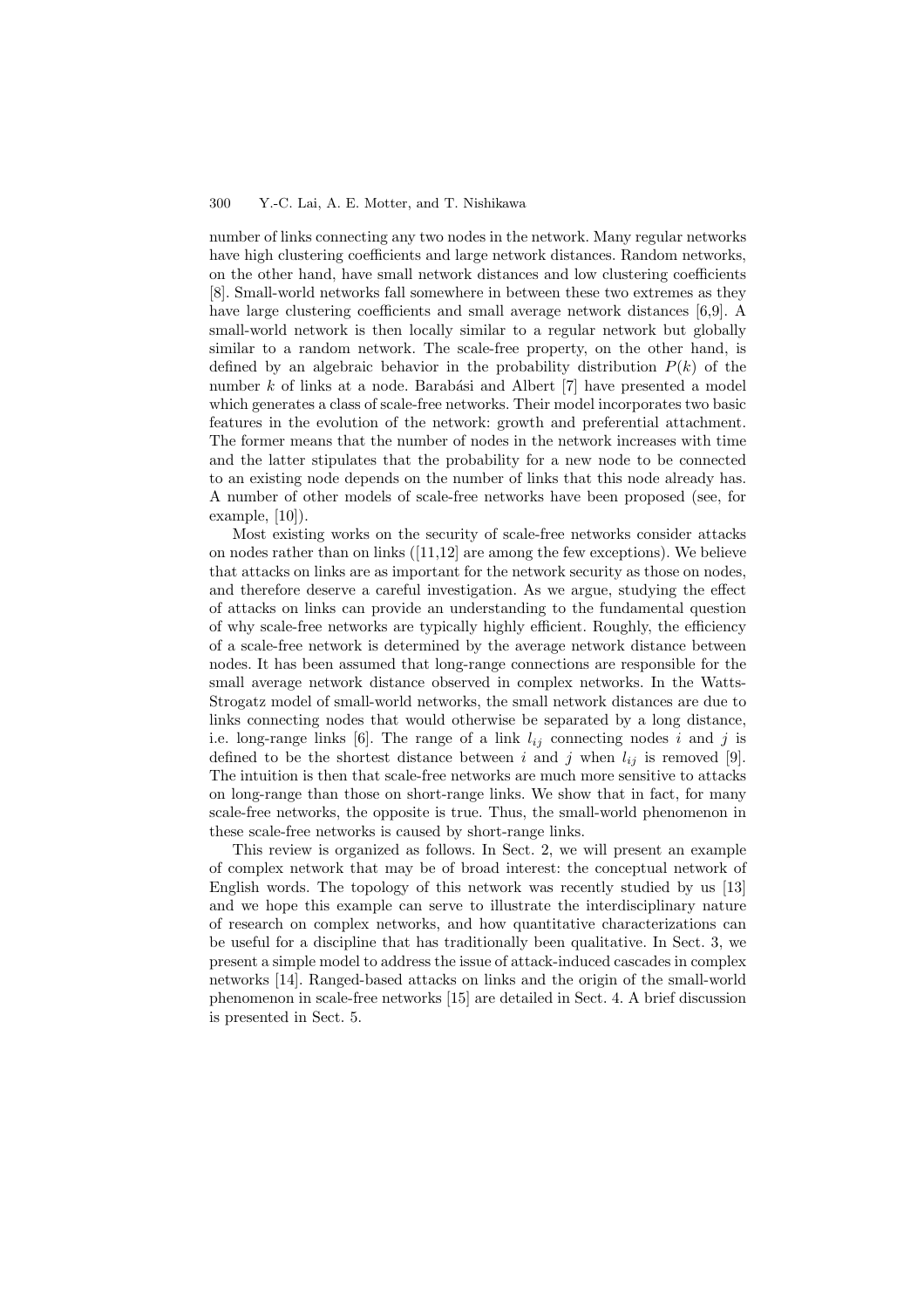number of links connecting any two nodes in the network. Many regular networks have high clustering coefficients and large network distances. Random networks, on the other hand, have small network distances and low clustering coefficients [8]. Small-world networks fall somewhere in between these two extremes as they have large clustering coefficients and small average network distances [6,9]. A small-world network is then locally similar to a regular network but globally similar to a random network. The scale-free property, on the other hand, is defined by an algebraic behavior in the probability distribution $P(k)$ of the number $k$ of links at a node. Barabási and Albert [7] have presented a model which generates a class of scale-free networks. Their model incorporates two basic features in the evolution of the network: growth and preferential attachment. The former means that the number of nodes in the network increases with time and the latter stipulates that the probability for a new node to be connected to an existing node depends on the number of links that this node already has. A number of other models of scale-free networks have been proposed (see, for example, [10]).

Most existing works on the security of scale-free networks consider attacks on nodes rather than on links ([11,12] are among the few exceptions). We believe that attacks on links are as important for the network security as those on nodes, and therefore deserve a careful investigation. As we argue, studying the effect of attacks on links can provide an understanding to the fundamental question of why scale-free networks are typically highly efficient. Roughly, the efficiency of a scale-free network is determined by the average network distance between nodes. It has been assumed that long-range connections are responsible for the small average network distance observed in complex networks. In the Watts-Strogatz model of small-world networks, the small network distances are due to links connecting nodes that would otherwise be separated by a long distance, i.e. long-range links [6]. The range of a link $l_{ij}$ connecting nodes $i$ and $j$ is defined to be the shortest distance between $i$ and $j$ when $l_{ij}$ is removed [9]. The intuition is then that scale-free networks are much more sensitive to attacks on long-range than those on short-range links. We show that in fact, for many scale-free networks, the opposite is true. Thus, the small-world phenomenon in these scale-free networks is caused by short-range links.

This review is organized as follows. In Sect. 2, we will present an example of complex network that may be of broad interest: the conceptual network of English words. The topology of this network was recently studied by us [13] and we hope this example can serve to illustrate the interdisciplinary nature of research on complex networks, and how quantitative characterizations can be useful for a discipline that has traditionally been qualitative. In Sect. 3, we present a simple model to address the issue of attack-induced cascades in complex networks [14]. Ranged-based attacks on links and the origin of the small-world phenomenon in scale-free networks [15] are detailed in Sect. 4. A brief discussion is presented in Sect. 5.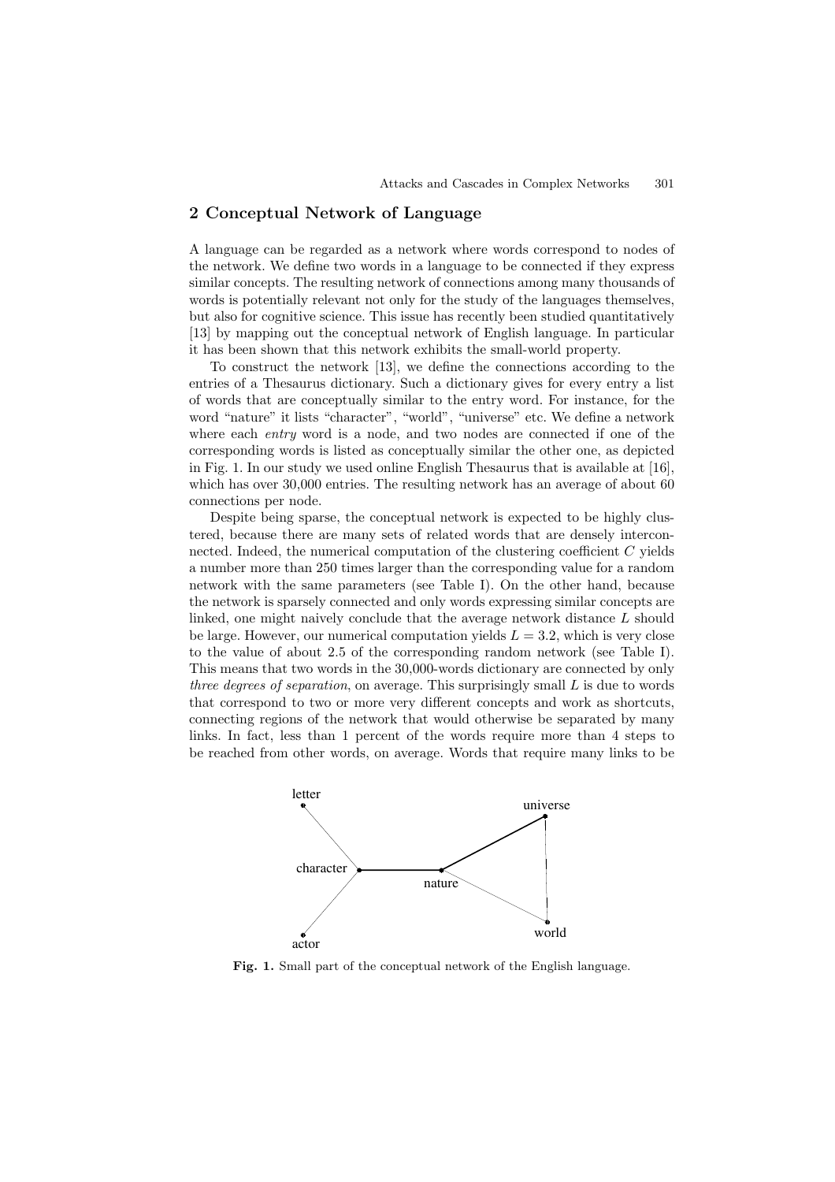## 2 Conceptual Network of Language

A language can be regarded as a network where words correspond to nodes of the network. We define two words in a language to be connected if they express similar concepts. The resulting network of connections among many thousands of words is potentially relevant not only for the study of the languages themselves, but also for cognitive science. This issue has recently been studied quantitatively [13] by mapping out the conceptual network of English language. In particular it has been shown that this network exhibits the small-world property.

To construct the network [13], we define the connections according to the entries of a Thesaurus dictionary. Such a dictionary gives for every entry a list of words that are conceptually similar to the entry word. For instance, for the word "nature" it lists "character", "world", "universe" etc. We define a network where each *entry* word is a node, and two nodes are connected if one of the corresponding words is listed as conceptually similar the other one, as depicted in Fig. 1. In our study we used online English Thesaurus that is available at [16], which has over 30,000 entries. The resulting network has an average of about 60 connections per node.

Despite being sparse, the conceptual network is expected to be highly clustered, because there are many sets of related words that are densely interconnected. Indeed, the numerical computation of the clustering coefficient $C$ yields a number more than 250 times larger than the corresponding value for a random network with the same parameters (see Table I). On the other hand, because the network is sparsely connected and only words expressing similar concepts are linked, one might naively conclude that the average network distance $L$ should be large. However, our numerical computation yields $L = 3.2$, which is very close to the value of about 2.5 of the corresponding random network (see Table I). This means that two words in the 30,000-words dictionary are connected by only *three degrees of separation*, on average. This surprisingly small $L$ is due to words that correspond to two or more very different concepts and work as shortcuts, connecting regions of the network that would otherwise be separated by many links. In fact, less than 1 percent of the words require more than 4 steps to be reached from other words, on average. Words that require many links to be

**Fig. 1.** Small part of the conceptual network of the English language.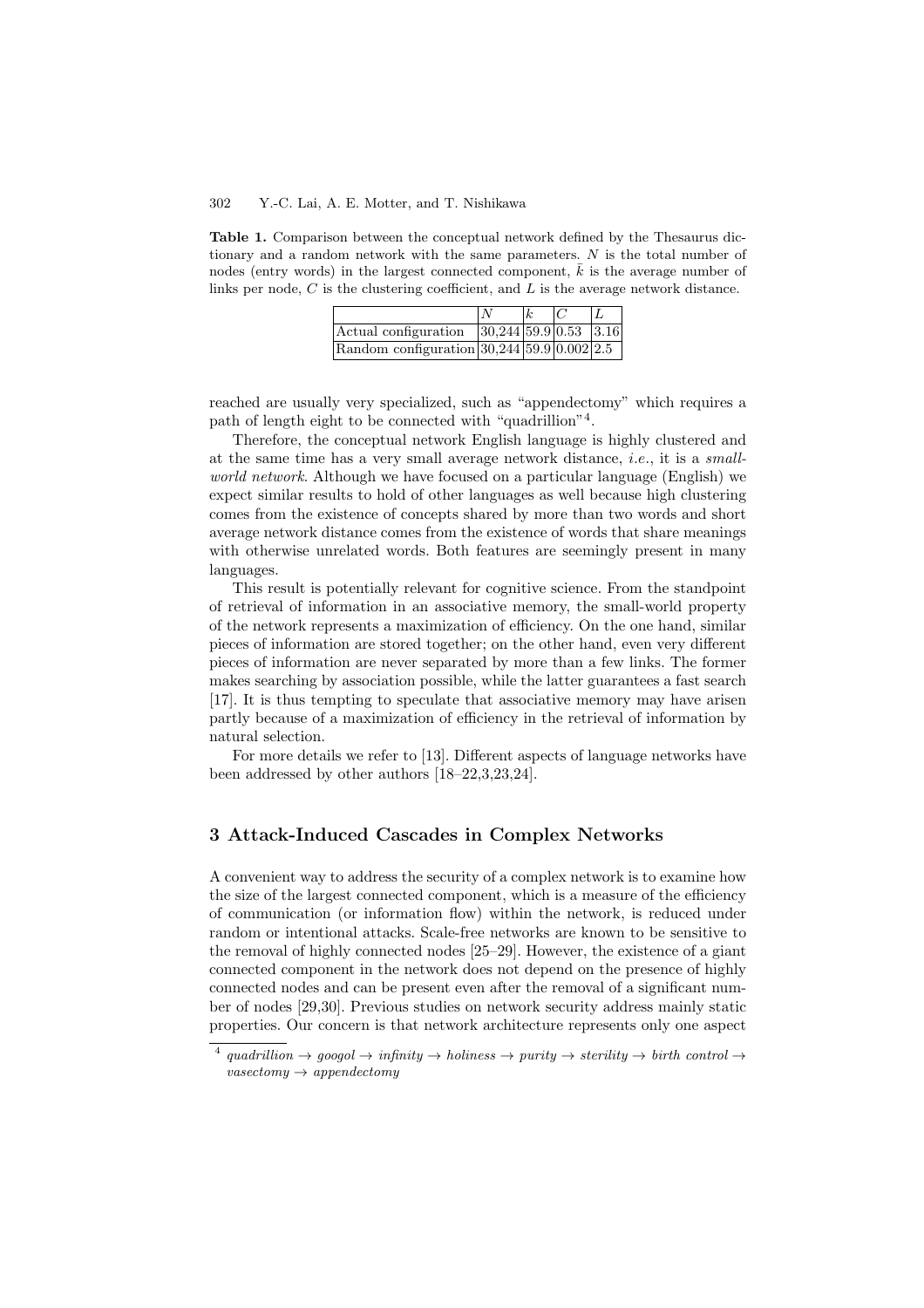**Table 1.** Comparison between the conceptual network defined by the Thesaurus dictionary and a random network with the same parameters. $N$ is the total number of nodes (entry words) in the largest connected component, $\bar{k}$ is the average number of links per node, $C$ is the clustering coefficient, and $L$ is the average network distance.

| | $N$ | $k$ | $C$ | $L$ |
|---|---|---|---|---|
| Actual configuration | 30,244 | 59.9 | 0.53 | 3.16 |
| Random configuration | 30,244 | 59.9 | 0.002 | 2.5 |

reached are usually very specialized, such as "appendectomy" which requires a path of length eight to be connected with "quadrillion"[4].

Therefore, the conceptual network English language is highly clustered and at the same time has a very small average network distance, *i.e.*, it is a *small-world network*. Although we have focused on a particular language (English) we expect similar results to hold of other languages as well because high clustering comes from the existence of concepts shared by more than two words and short average network distance comes from the existence of words that share meanings with otherwise unrelated words. Both features are seemingly present in many languages.

This result is potentially relevant for cognitive science. From the standpoint of retrieval of information in an associative memory, the small-world property of the network represents a maximization of efficiency. On the one hand, similar pieces of information are stored together; on the other hand, even very different pieces of information are never separated by more than a few links. The former makes searching by association possible, while the latter guarantees a fast search [17]. It is thus tempting to speculate that associative memory may have arisen partly because of a maximization of efficiency in the retrieval of information by natural selection.

For more details we refer to [13]. Different aspects of language networks have been addressed by other authors [18–22,3,23,24].

## 3 Attack-Induced Cascades in Complex Networks

A convenient way to address the security of a complex network is to examine how the size of the largest connected component, which is a measure of the efficiency of communication (or information flow) within the network, is reduced under random or intentional attacks. Scale-free networks are known to be sensitive to the removal of highly connected nodes [25–29]. However, the existence of a giant connected component in the network does not depend on the presence of highly connected nodes and can be present even after the removal of a significant number of nodes [29,30]. Previous studies on network security address mainly static properties. Our concern is that network architecture represents only one aspect

[4] *quadrillion* → *googol* → *infinity* → *holiness* → *purity* → *sterility* → *birth control* → *vasectomy* → *appendectomy*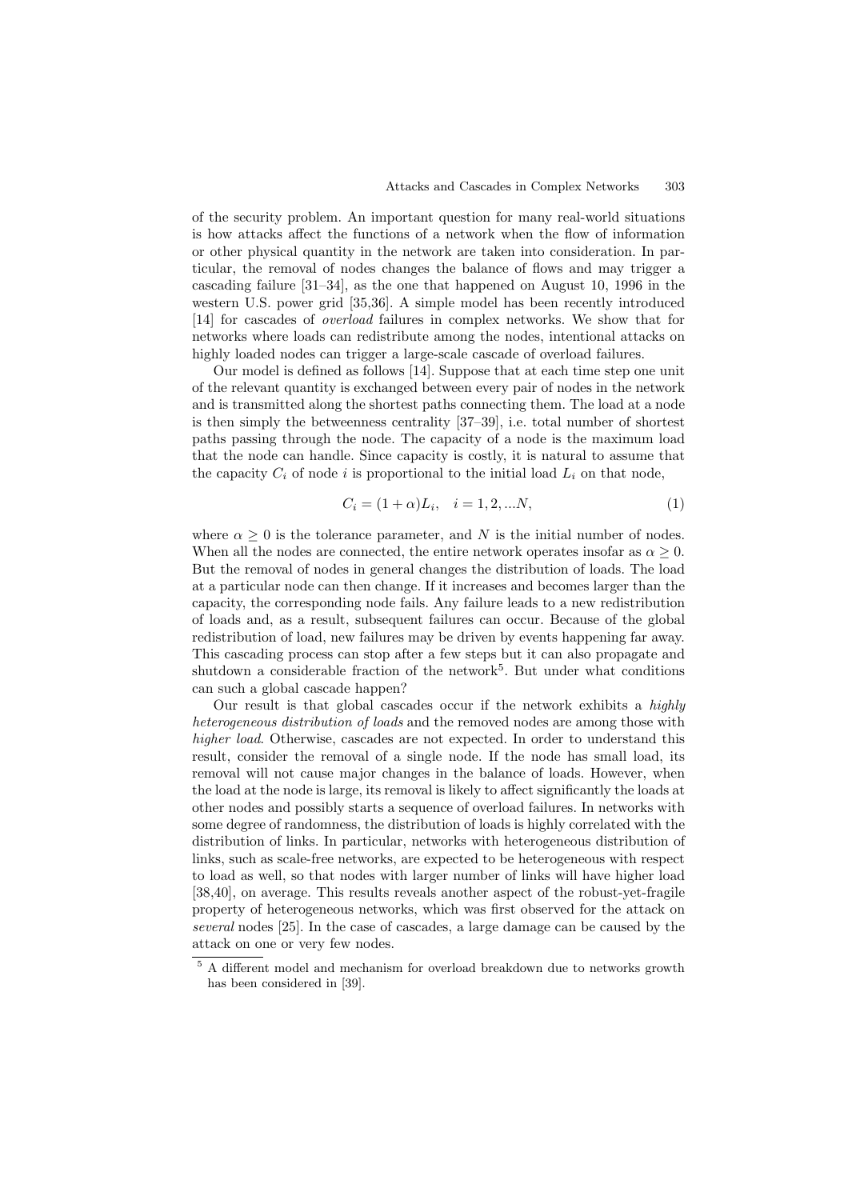of the security problem. An important question for many real-world situations is how attacks affect the functions of a network when the flow of information or other physical quantity in the network are taken into consideration. In particular, the removal of nodes changes the balance of flows and may trigger a cascading failure [31–34], as the one that happened on August 10, 1996 in the western U.S. power grid [35,36]. A simple model has been recently introduced [14] for cascades of *overload* failures in complex networks. We show that for networks where loads can redistribute among the nodes, intentional attacks on highly loaded nodes can trigger a large-scale cascade of overload failures.

Our model is defined as follows [14]. Suppose that at each time step one unit of the relevant quantity is exchanged between every pair of nodes in the network and is transmitted along the shortest paths connecting them. The load at a node is then simply the betweenness centrality [37–39], i.e. total number of shortest paths passing through the node. The capacity of a node is the maximum load that the node can handle. Since capacity is costly, it is natural to assume that the capacity $C_i$ of node $i$ is proportional to the initial load $L_i$ on that node,

$$C_i = (1 + \alpha)L_i, \quad i = 1, 2, ...N, \tag{1}$$

where $\alpha \geq 0$ is the tolerance parameter, and $N$ is the initial number of nodes. When all the nodes are connected, the entire network operates insofar as $\alpha \geq 0$. But the removal of nodes in general changes the distribution of loads. The load at a particular node can then change. If it increases and becomes larger than the capacity, the corresponding node fails. Any failure leads to a new redistribution of loads and, as a result, subsequent failures can occur. Because of the global redistribution of load, new failures may be driven by events happening far away. This cascading process can stop after a few steps but it can also propagate and shutdown a considerable fraction of the network[5]. But under what conditions can such a global cascade happen?

Our result is that global cascades occur if the network exhibits a *highly heterogeneous distribution of loads* and the removed nodes are among those with *higher load*. Otherwise, cascades are not expected. In order to understand this result, consider the removal of a single node. If the node has small load, its removal will not cause major changes in the balance of loads. However, when the load at the node is large, its removal is likely to affect significantly the loads at other nodes and possibly starts a sequence of overload failures. In networks with some degree of randomness, the distribution of loads is highly correlated with the distribution of links. In particular, networks with heterogeneous distribution of links, such as scale-free networks, are expected to be heterogeneous with respect to load as well, so that nodes with larger number of links will have higher load [38,40], on average. This results reveals another aspect of the robust-yet-fragile property of heterogeneous networks, which was first observed for the attack on *several* nodes [25]. In the case of cascades, a large damage can be caused by the attack on one or very few nodes.

[5] A different model and mechanism for overload breakdown due to networks growth has been considered in [39].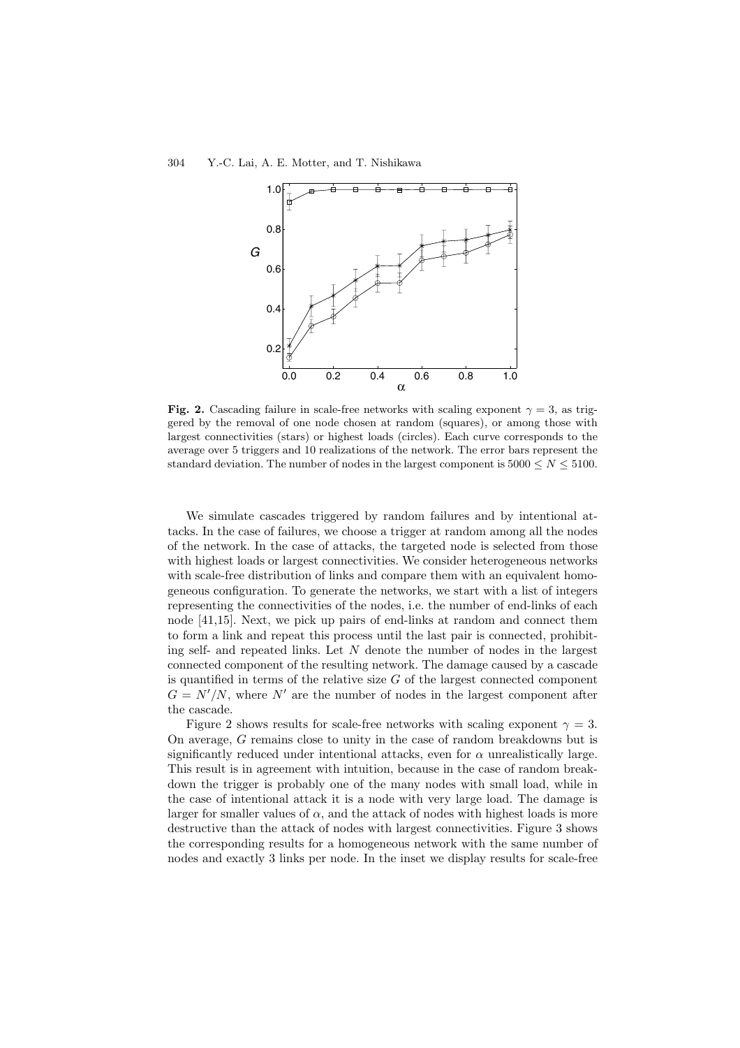**Fig. 2.** Cascading failure in scale-free networks with scaling exponent $\gamma = 3$, as triggered by the removal of one node chosen at random (squares), or among those with largest connectivities (stars) or highest loads (circles). Each curve corresponds to the average over 5 triggers and 10 realizations of the network. The error bars represent the standard deviation. The number of nodes in the largest component is $5000 \leq N \leq 5100$.

We simulate cascades triggered by random failures and by intentional attacks. In the case of failures, we choose a trigger at random among all the nodes of the network. In the case of attacks, the targeted node is selected from those with highest loads or largest connectivities. We consider heterogeneous networks with scale-free distribution of links and compare them with an equivalent homogeneous configuration. To generate the networks, we start with a list of integers representing the connectivities of the nodes, i.e. the number of end-links of each node [41,15]. Next, we pick up pairs of end-links at random and connect them to form a link and repeat this process until the last pair is connected, prohibiting self- and repeated links. Let $N$ denote the number of nodes in the largest connected component of the resulting network. The damage caused by a cascade is quantified in terms of the relative size $G$ of the largest connected component $G = N'/N$, where $N'$ are the number of nodes in the largest component after the cascade.

Figure 2 shows results for scale-free networks with scaling exponent $\gamma = 3$. On average, $G$ remains close to unity in the case of random breakdowns but is significantly reduced under intentional attacks, even for $\alpha$ unrealistically large. This result is in agreement with intuition, because in the case of random breakdown the trigger is probably one of the many nodes with small load, while in the case of intentional attack it is a node with very large load. The damage is larger for smaller values of $\alpha$, and the attack of nodes with highest loads is more destructive than the attack of nodes with largest connectivities. Figure 3 shows the corresponding results for a homogeneous network with the same number of nodes and exactly 3 links per node. In the inset we display results for scale-free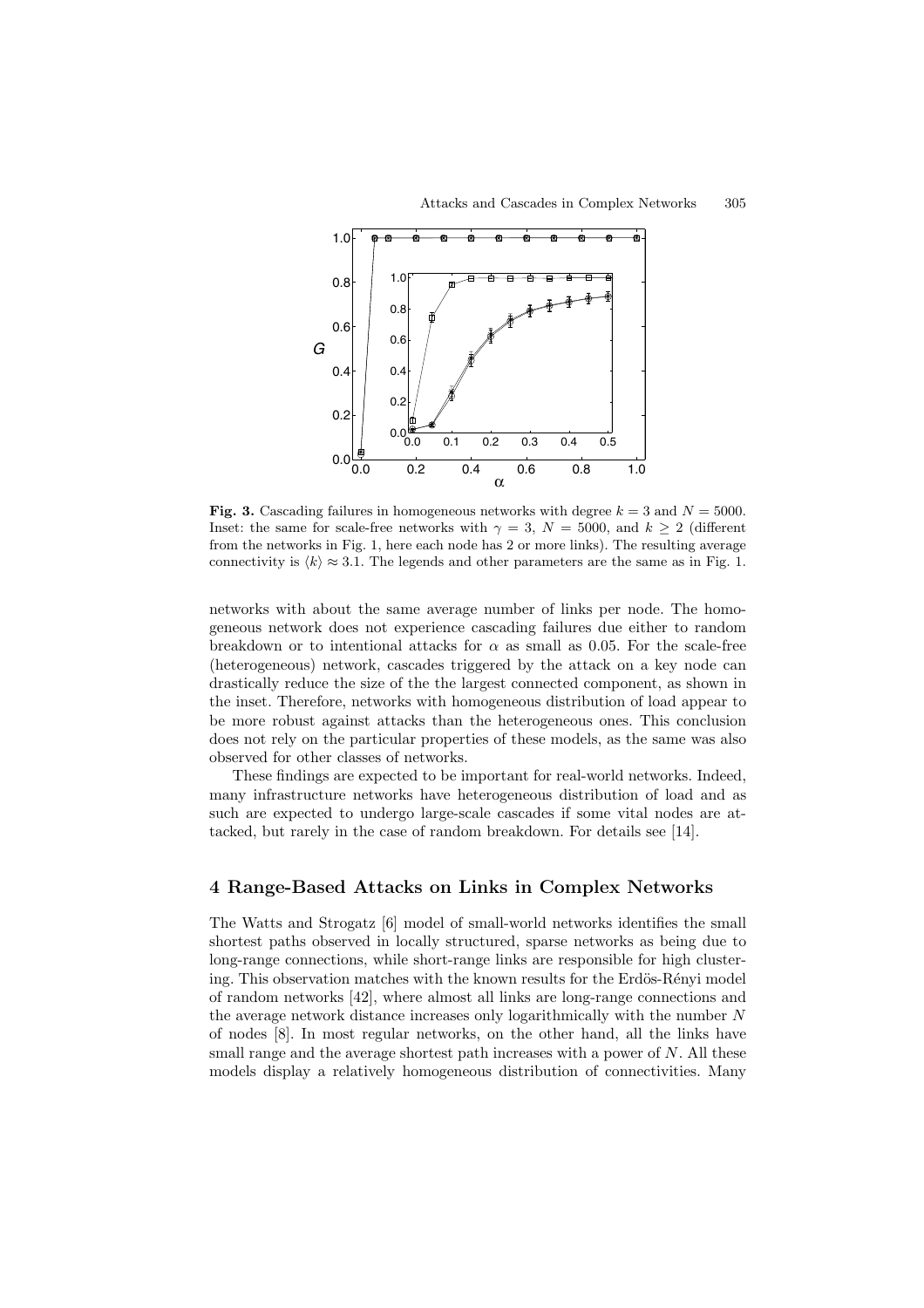**Fig. 3.** Cascading failures in homogeneous networks with degree $k = 3$ and $N = 5000$. Inset: the same for scale-free networks with $\gamma = 3$, $N = 5000$, and $k \geq 2$ (different from the networks in Fig. 1, here each node has 2 or more links). The resulting average connectivity is $\langle k \rangle \approx 3.1$. The legends and other parameters are the same as in Fig. 1.

networks with about the same average number of links per node. The homogeneous network does not experience cascading failures due either to random breakdown or to intentional attacks for $\alpha$ as small as 0.05. For the scale-free (heterogeneous) network, cascades triggered by the attack on a key node can drastically reduce the size of the the largest connected component, as shown in the inset. Therefore, networks with homogeneous distribution of load appear to be more robust against attacks than the heterogeneous ones. This conclusion does not rely on the particular properties of these models, as the same was also observed for other classes of networks.

These findings are expected to be important for real-world networks. Indeed, many infrastructure networks have heterogeneous distribution of load and as such are expected to undergo large-scale cascades if some vital nodes are attacked, but rarely in the case of random breakdown. For details see [14].

## 4 Range-Based Attacks on Links in Complex Networks

The Watts and Strogatz [6] model of small-world networks identifies the small shortest paths observed in locally structured, sparse networks as being due to long-range connections, while short-range links are responsible for high clustering. This observation matches with the known results for the Erdös-Rényi model of random networks [42], where almost all links are long-range connections and the average network distance increases only logarithmically with the number $N$ of nodes [8]. In most regular networks, on the other hand, all the links have small range and the average shortest path increases with a power of $N$. All these models display a relatively homogeneous distribution of connectivities. Many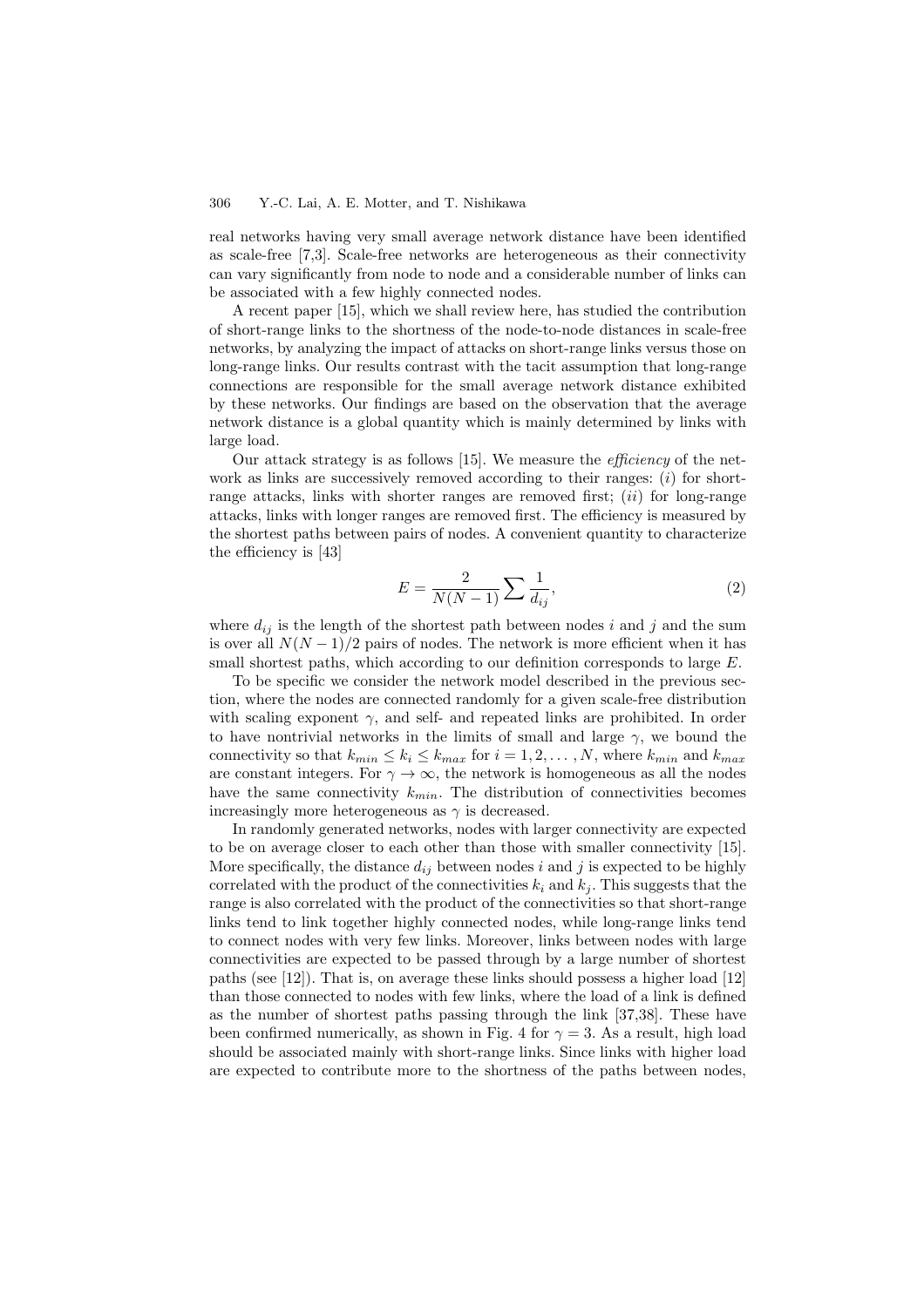real networks having very small average network distance have been identified as scale-free [7,3]. Scale-free networks are heterogeneous as their connectivity can vary significantly from node to node and a considerable number of links can be associated with a few highly connected nodes.

A recent paper [15], which we shall review here, has studied the contribution of short-range links to the shortness of the node-to-node distances in scale-free networks, by analyzing the impact of attacks on short-range links versus those on long-range links. Our results contrast with the tacit assumption that long-range connections are responsible for the small average network distance exhibited by these networks. Our findings are based on the observation that the average network distance is a global quantity which is mainly determined by links with large load.

Our attack strategy is as follows [15]. We measure the *efficiency* of the network as links are successively removed according to their ranges: $(i)$ for short-range attacks, links with shorter ranges are removed first; $(ii)$ for long-range attacks, links with longer ranges are removed first. The efficiency is measured by the shortest paths between pairs of nodes. A convenient quantity to characterize the efficiency is [43]

$$E = \frac{2}{N(N-1)} \sum \frac{1}{d_{ij}}, \tag{2}$$

where $d_{ij}$ is the length of the shortest path between nodes $i$ and $j$ and the sum is over all $N(N-1)/2$ pairs of nodes. The network is more efficient when it has small shortest paths, which according to our definition corresponds to large $E$.

To be specific we consider the network model described in the previous section, where the nodes are connected randomly for a given scale-free distribution with scaling exponent $\gamma$, and self- and repeated links are prohibited. In order to have nontrivial networks in the limits of small and large $\gamma$, we bound the connectivity so that $k_{min} \le k_i \le k_{max}$ for $i = 1, 2, \ldots, N$, where $k_{min}$ and $k_{max}$ are constant integers. For $\gamma \to \infty$, the network is homogeneous as all the nodes have the same connectivity $k_{min}$. The distribution of connectivities becomes increasingly more heterogeneous as $\gamma$ is decreased.

In randomly generated networks, nodes with larger connectivity are expected to be on average closer to each other than those with smaller connectivity [15]. More specifically, the distance $d_{ij}$ between nodes $i$ and $j$ is expected to be highly correlated with the product of the connectivities $k_i$ and $k_j$. This suggests that the range is also correlated with the product of the connectivities so that short-range links tend to link together highly connected nodes, while long-range links tend to connect nodes with very few links. Moreover, links between nodes with large connectivities are expected to be passed through by a large number of shortest paths (see [12]). That is, on average these links should possess a higher load [12] than those connected to nodes with few links, where the load of a link is defined as the number of shortest paths passing through the link [37,38]. These have been confirmed numerically, as shown in Fig. 4 for $\gamma = 3$. As a result, high load should be associated mainly with short-range links. Since links with higher load are expected to contribute more to the shortness of the paths between nodes,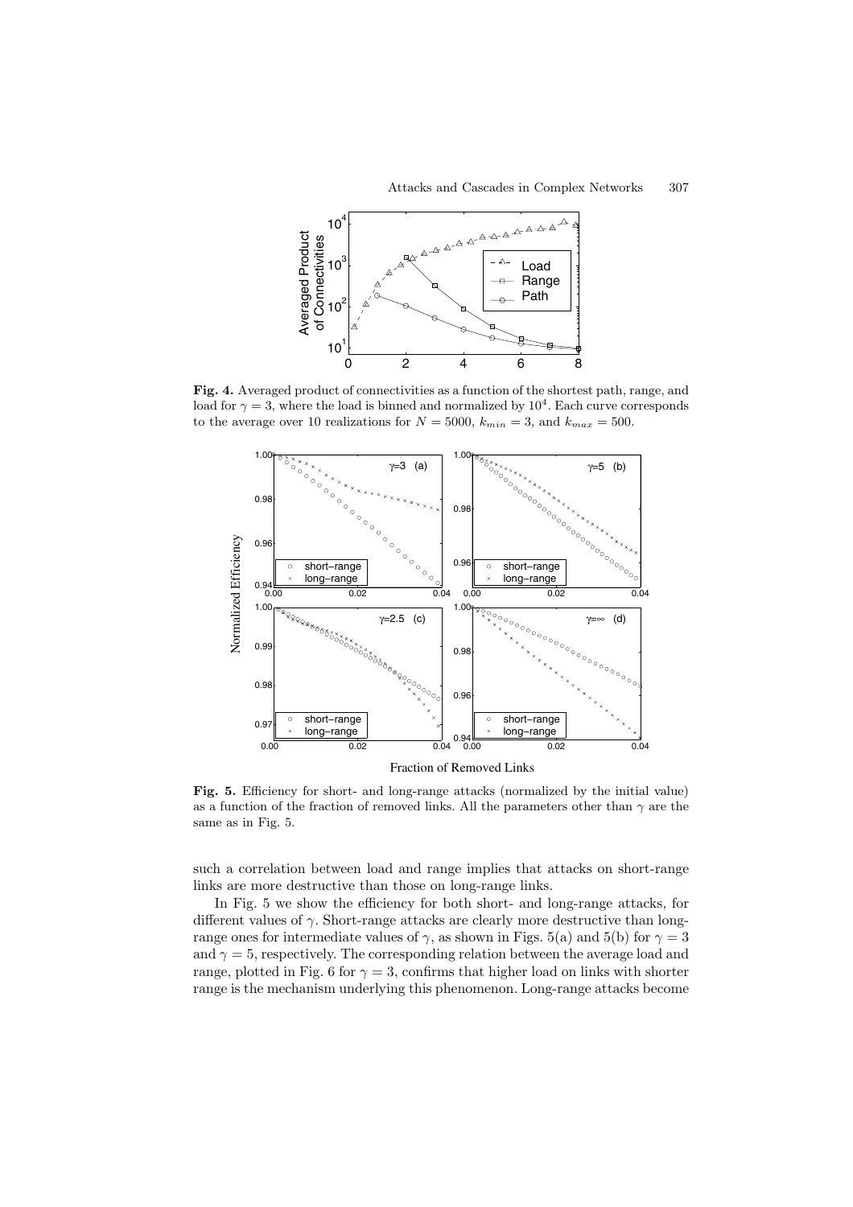**Fig. 4.** Averaged product of connectivities as a function of the shortest path, range, and load for $\gamma = 3$, where the load is binned and normalized by $10^4$. Each curve corresponds to the average over 10 realizations for $N = 5000$, $k_{min} = 3$, and $k_{max} = 500$.

**Fig. 5.** Efficiency for short- and long-range attacks (normalized by the initial value) as a function of the fraction of removed links. All the parameters other than $\gamma$ are the same as in Fig. 5.

such a correlation between load and range implies that attacks on short-range links are more destructive than those on long-range links.

In Fig. 5 we show the efficiency for both short- and long-range attacks, for different values of $\gamma$. Short-range attacks are clearly more destructive than long-range ones for intermediate values of $\gamma$, as shown in Figs. 5(a) and 5(b) for $\gamma = 3$ and $\gamma = 5$, respectively. The corresponding relation between the average load and range, plotted in Fig. 6 for $\gamma = 3$, confirms that higher load on links with shorter range is the mechanism underlying this phenomenon. Long-range attacks become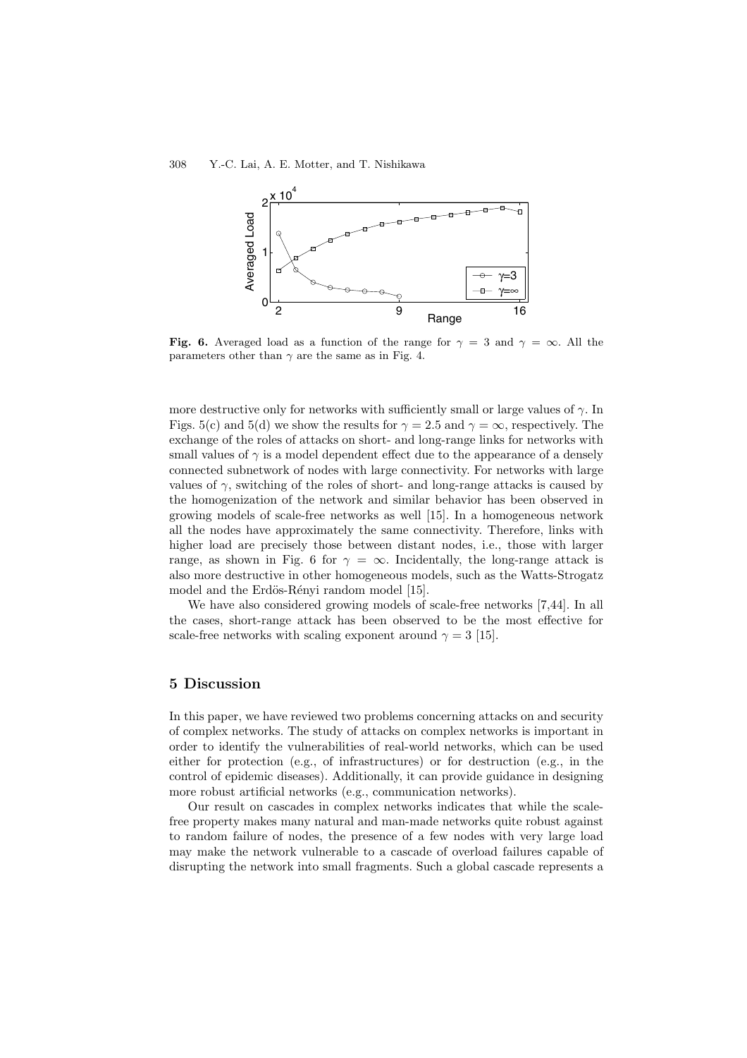**Fig. 6.** Averaged load as a function of the range for $\gamma = 3$ and $\gamma = \infty$. All the parameters other than $\gamma$ are the same as in Fig. 4.

more destructive only for networks with sufficiently small or large values of $\gamma$. In Figs. 5(c) and 5(d) we show the results for $\gamma = 2.5$ and $\gamma = \infty$, respectively. The exchange of the roles of attacks on short- and long-range links for networks with small values of $\gamma$ is a model dependent effect due to the appearance of a densely connected subnetwork of nodes with large connectivity. For networks with large values of $\gamma$, switching of the roles of short- and long-range attacks is caused by the homogenization of the network and similar behavior has been observed in growing models of scale-free networks as well [15]. In a homogeneous network all the nodes have approximately the same connectivity. Therefore, links with higher load are precisely those between distant nodes, i.e., those with larger range, as shown in Fig. 6 for $\gamma = \infty$. Incidentally, the long-range attack is also more destructive in other homogeneous models, such as the Watts-Strogatz model and the Erdös-Rényi random model [15].

We have also considered growing models of scale-free networks [7,44]. In all the cases, short-range attack has been observed to be the most effective for scale-free networks with scaling exponent around $\gamma = 3$ [15].

## 5 Discussion

In this paper, we have reviewed two problems concerning attacks on and security of complex networks. The study of attacks on complex networks is important in order to identify the vulnerabilities of real-world networks, which can be used either for protection (e.g., of infrastructures) or for destruction (e.g., in the control of epidemic diseases). Additionally, it can provide guidance in designing more robust artificial networks (e.g., communication networks).

Our result on cascades in complex networks indicates that while the scale-free property makes many natural and man-made networks quite robust against to random failure of nodes, the presence of a few nodes with very large load may make the network vulnerable to a cascade of overload failures capable of disrupting the network into small fragments. Such a global cascade represents a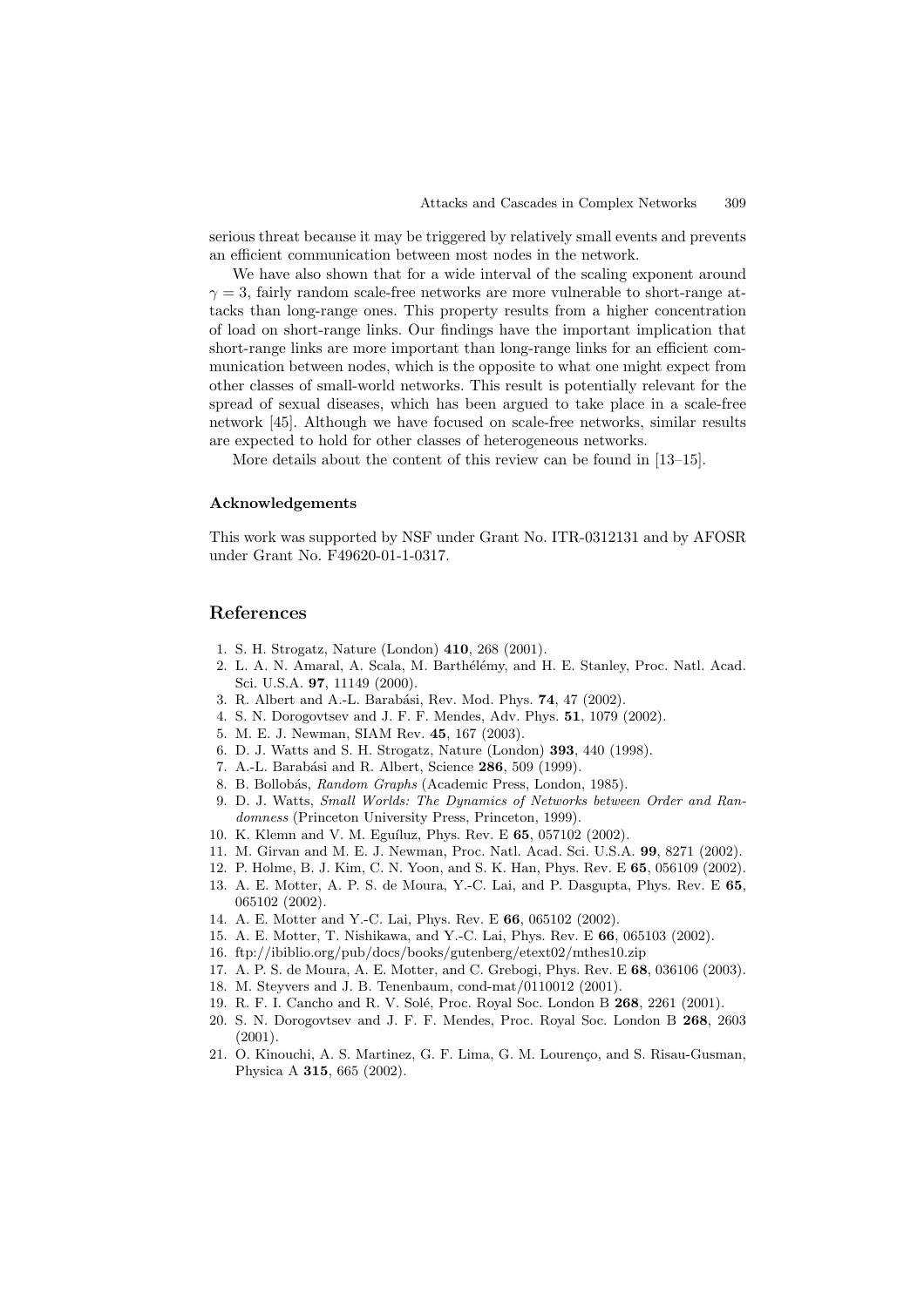serious threat because it may be triggered by relatively small events and prevents an efficient communication between most nodes in the network.

We have also shown that for a wide interval of the scaling exponent around $\gamma = 3$, fairly random scale-free networks are more vulnerable to short-range attacks than long-range ones. This property results from a higher concentration of load on short-range links. Our findings have the important implication that short-range links are more important than long-range links for an efficient communication between nodes, which is the opposite to what one might expect from other classes of small-world networks. This result is potentially relevant for the spread of sexual diseases, which has been argued to take place in a scale-free network [45]. Although we have focused on scale-free networks, similar results are expected to hold for other classes of heterogeneous networks.

More details about the content of this review can be found in [13–15].

### Acknowledgements

This work was supported by NSF under Grant No. ITR-0312131 and by AFOSR under Grant No. F49620-01-1-0317.

## References

1. S. H. Strogatz, Nature (London) **410**, 268 (2001).
2. L. A. N. Amaral, A. Scala, M. Barthélémy, and H. E. Stanley, Proc. Natl. Acad. Sci. U.S.A. **97**, 11149 (2000).
3. R. Albert and A.-L. Barabási, Rev. Mod. Phys. **74**, 47 (2002).
4. S. N. Dorogovtsev and J. F. F. Mendes, Adv. Phys. **51**, 1079 (2002).
5. M. E. J. Newman, SIAM Rev. **45**, 167 (2003).
6. D. J. Watts and S. H. Strogatz, Nature (London) **393**, 440 (1998).
7. A.-L. Barabási and R. Albert, Science **286**, 509 (1999).
8. B. Bollobás, *Random Graphs* (Academic Press, London, 1985).
9. D. J. Watts, *Small Worlds: The Dynamics of Networks between Order and Randomness* (Princeton University Press, Princeton, 1999).
10. K. Klemn and V. M. Eguíluz, Phys. Rev. E **65**, 057102 (2002).
11. M. Girvan and M. E. J. Newman, Proc. Natl. Acad. Sci. U.S.A. **99**, 8271 (2002).
12. P. Holme, B. J. Kim, C. N. Yoon, and S. K. Han, Phys. Rev. E **65**, 056109 (2002).
13. A. E. Motter, A. P. S. de Moura, Y.-C. Lai, and P. Dasgupta, Phys. Rev. E **65**, 065102 (2002).
14. A. E. Motter and Y.-C. Lai, Phys. Rev. E **66**, 065102 (2002).
15. A. E. Motter, T. Nishikawa, and Y.-C. Lai, Phys. Rev. E **66**, 065103 (2002).
16. ftp://ibiblio.org/pub/docs/books/gutenberg/etext02/mthes10.zip
17. A. P. S. de Moura, A. E. Motter, and C. Grebogi, Phys. Rev. E **68**, 036106 (2003).
18. M. Steyvers and J. B. Tenenbaum, cond-mat/0110012 (2001).
19. R. F. I. Cancho and R. V. Solé, Proc. Royal Soc. London B **268**, 2261 (2001).
20. S. N. Dorogovtsev and J. F. F. Mendes, Proc. Royal Soc. London B **268**, 2603 (2001).
21. O. Kinouchi, A. S. Martinez, G. F. Lima, G. M. Lourenço, and S. Risau-Gusman, Physica A **315**, 665 (2002).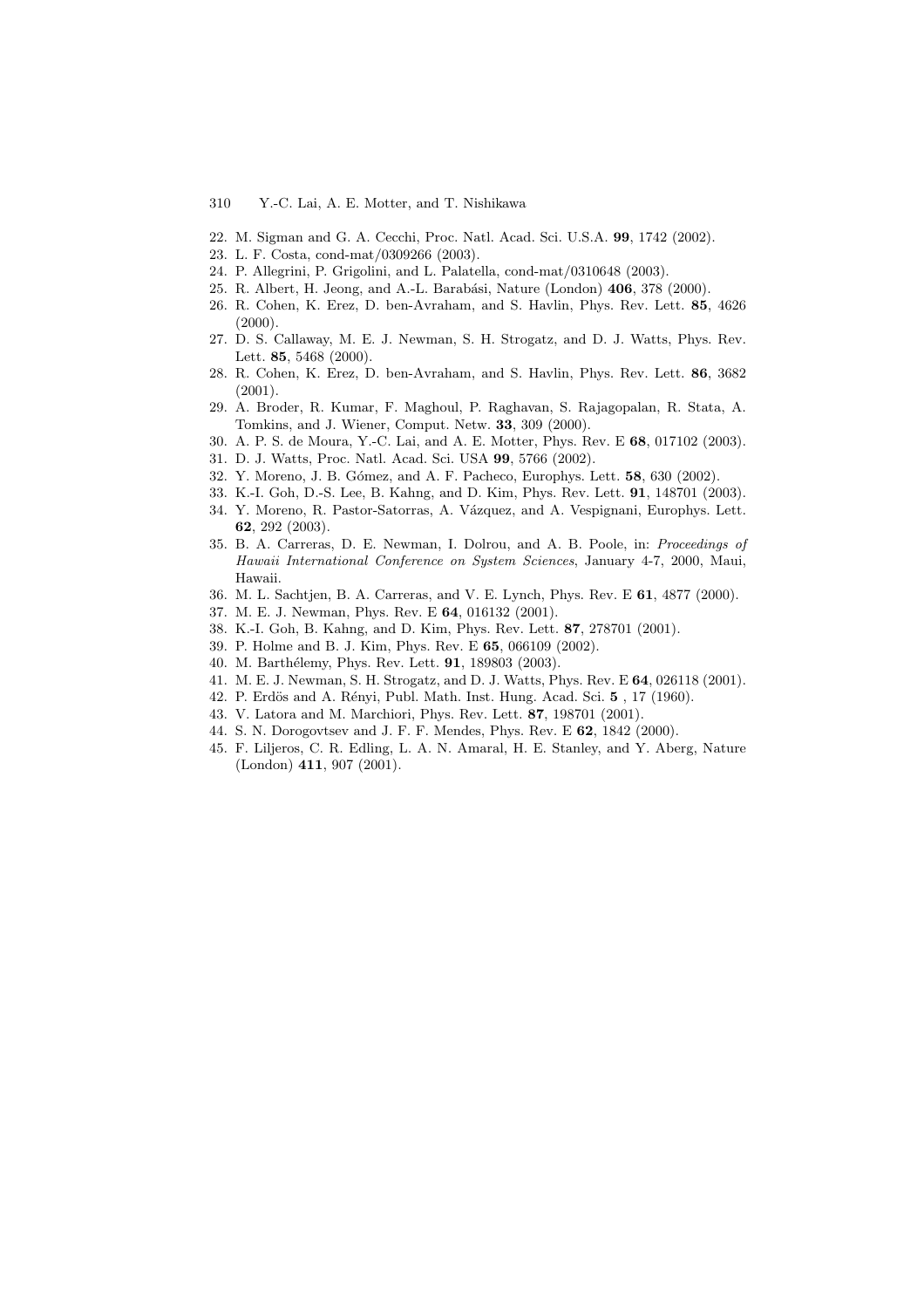22. M. Sigman and G. A. Cecchi, Proc. Natl. Acad. Sci. U.S.A. **99**, 1742 (2002).
23. L. F. Costa, cond-mat/0309266 (2003).
24. P. Allegrini, P. Grigolini, and L. Palatella, cond-mat/0310648 (2003).
25. R. Albert, H. Jeong, and A.-L. Barabási, Nature (London) **406**, 378 (2000).
26. R. Cohen, K. Erez, D. ben-Avraham, and S. Havlin, Phys. Rev. Lett. **85**, 4626 (2000).
27. D. S. Callaway, M. E. J. Newman, S. H. Strogatz, and D. J. Watts, Phys. Rev. Lett. **85**, 5468 (2000).
28. R. Cohen, K. Erez, D. ben-Avraham, and S. Havlin, Phys. Rev. Lett. **86**, 3682 (2001).
29. A. Broder, R. Kumar, F. Maghoul, P. Raghavan, S. Rajagopalan, R. Stata, A. Tomkins, and J. Wiener, Comput. Netw. **33**, 309 (2000).
30. A. P. S. de Moura, Y.-C. Lai, and A. E. Motter, Phys. Rev. E **68**, 017102 (2003).
31. D. J. Watts, Proc. Natl. Acad. Sci. USA **99**, 5766 (2002).
32. Y. Moreno, J. B. Gómez, and A. F. Pacheco, Europhys. Lett. **58**, 630 (2002).
33. K.-I. Goh, D.-S. Lee, B. Kahng, and D. Kim, Phys. Rev. Lett. **91**, 148701 (2003).
34. Y. Moreno, R. Pastor-Satorras, A. Vázquez, and A. Vespignani, Europhys. Lett. **62**, 292 (2003).
35. B. A. Carreras, D. E. Newman, I. Dolrou, and A. B. Poole, in: *Proceedings of Hawaii International Conference on System Sciences*, January 4-7, 2000, Maui, Hawaii.
36. M. L. Sachtjen, B. A. Carreras, and V. E. Lynch, Phys. Rev. E **61**, 4877 (2000).
37. M. E. J. Newman, Phys. Rev. E **64**, 016132 (2001).
38. K.-I. Goh, B. Kahng, and D. Kim, Phys. Rev. Lett. **87**, 278701 (2001).
39. P. Holme and B. J. Kim, Phys. Rev. E **65**, 066109 (2002).
40. M. Barthélemy, Phys. Rev. Lett. **91**, 189803 (2003).
41. M. E. J. Newman, S. H. Strogatz, and D. J. Watts, Phys. Rev. E **64**, 026118 (2001).
42. P. Erdös and A. Rényi, Publ. Math. Inst. Hung. Acad. Sci. **5** , 17 (1960).
43. V. Latora and M. Marchiori, Phys. Rev. Lett. **87**, 198701 (2001).
44. S. N. Dorogovtsev and J. F. F. Mendes, Phys. Rev. E **62**, 1842 (2000).
45. F. Liljeros, C. R. Edling, L. A. N. Amaral, H. E. Stanley, and Y. Aberg, Nature (London) **411**, 907 (2001).